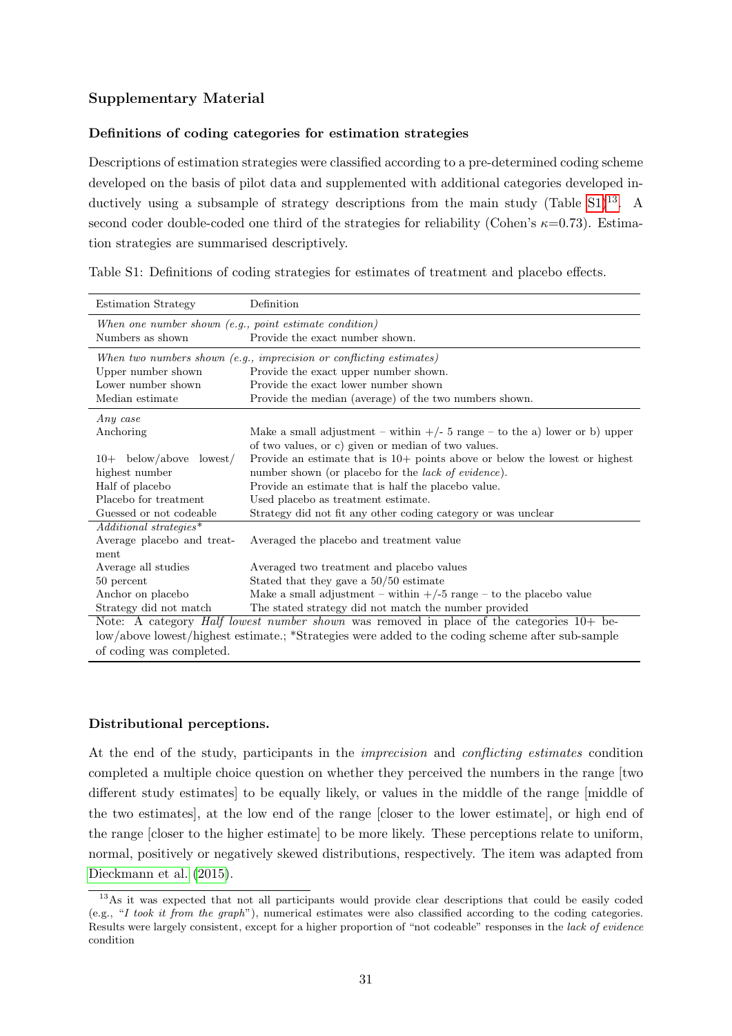## Supplementary Material

### Definitions of coding categories for estimation strategies

Descriptions of estimation strategies were classified according to a pre-determined coding scheme developed on the basis of pilot data and supplemented with additional categories developed inductively using a subsample of strategy descriptions from the main study (Table S1)[13]. A second coder double-coded one third of the strategies for reliability (Cohen's $\kappa$=0.73). Estimation strategies are summarised descriptively.

Table S1: Definitions of coding strategies for estimates of treatment and placebo effects.

| Estimation Strategy | Definition |
|---|---|
| *When one number shown (e.g., point estimate condition)* | |
| Numbers as shown | Provide the exact number shown. |
| *When two numbers shown (e.g., imprecision or conflicting estimates)* | |
| Upper number shown | Provide the exact upper number shown. |
| Lower number shown | Provide the exact lower number shown |
| Median estimate | Provide the median (average) of the two numbers shown. |
| *Any case* | |
| Anchoring | Make a small adjustment – within +/- 5 range – to the a) lower or b) upper of two values, or c) given or median of two values. |
| 10+ below/above lowest/highest number | Provide an estimate that is 10+ points above or below the lowest or highest number shown (or placebo for the *lack of evidence*). |
| Half of placebo | Provide an estimate that is half the placebo value. |
| Placebo for treatment | Used placebo as treatment estimate. |
| Guessed or not codeable | Strategy did not fit any other coding category or was unclear |
| *Additional strategies\** | |
| Average placebo and treatment | Averaged the placebo and treatment value |
| Average all studies | Averaged two treatment and placebo values |
| 50 percent | Stated that they gave a 50/50 estimate |
| Anchor on placebo | Make a small adjustment – within +/-5 range – to the placebo value |
| Strategy did not match | The stated strategy did not match the number provided |

Note: A category *Half lowest number shown* was removed in place of the categories 10+ below/above lowest/highest estimate.; \*Strategies were added to the coding scheme after sub-sample of coding was completed.

### Distributional perceptions.

At the end of the study, participants in the *imprecision* and *conflicting estimates* condition completed a multiple choice question on whether they perceived the numbers in the range [two different study estimates] to be equally likely, or values in the middle of the range [middle of the two estimates], at the low end of the range [closer to the lower estimate], or high end of the range [closer to the higher estimate] to be more likely. These perceptions relate to uniform, normal, positively or negatively skewed distributions, respectively. The item was adapted from Dieckmann et al. (2015).

[13] As it was expected that not all participants would provide clear descriptions that could be easily coded (e.g., "*I took it from the graph*"), numerical estimates were also classified according to the coding categories. Results were largely consistent, except for a higher proportion of "not codeable" responses in the *lack of evidence* condition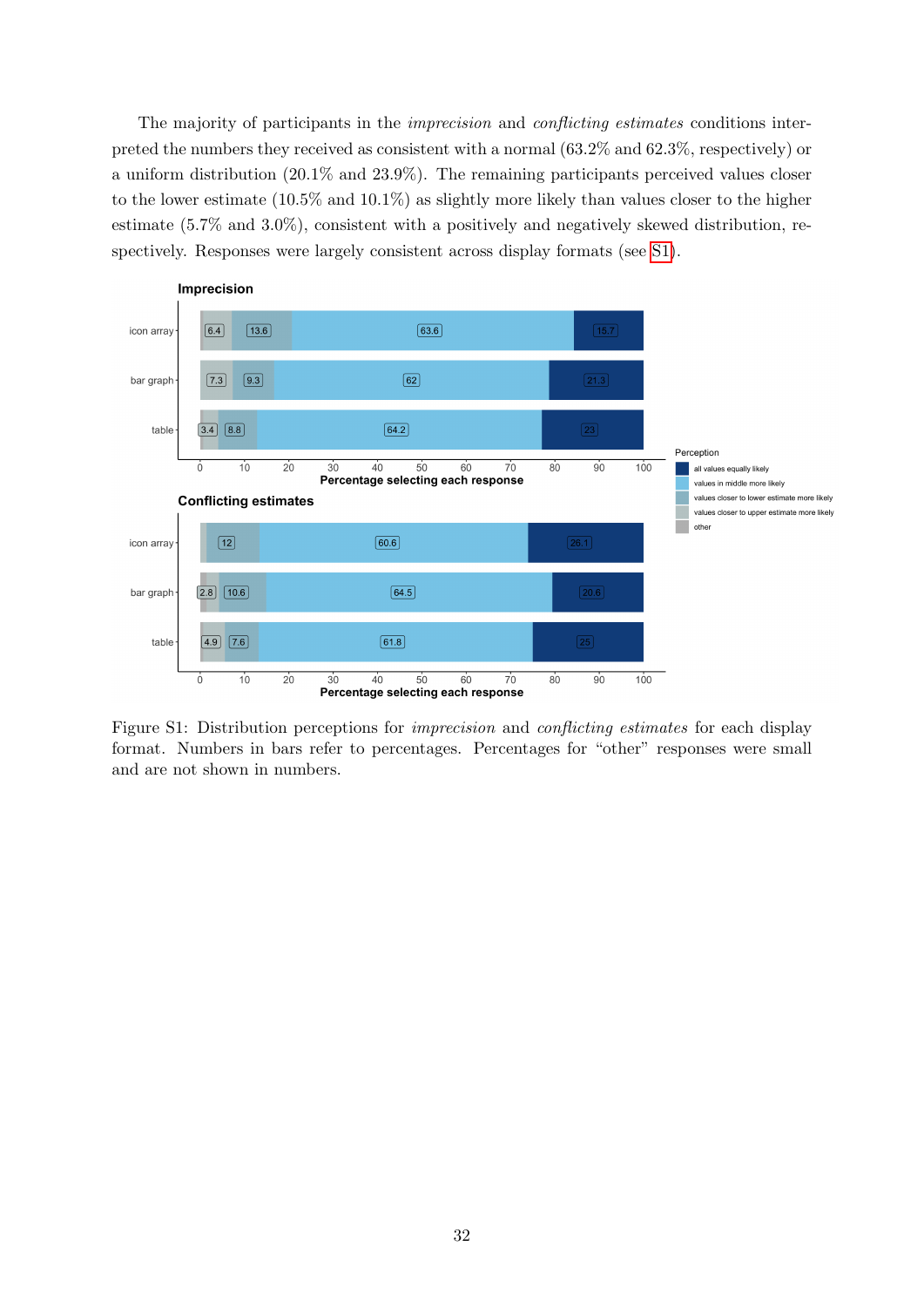The majority of participants in the *imprecision* and *conflicting estimates* conditions interpreted the numbers they received as consistent with a normal (63.2% and 62.3%, respectively) or a uniform distribution (20.1% and 23.9%). The remaining participants perceived values closer to the lower estimate (10.5% and 10.1%) as slightly more likely than values closer to the higher estimate (5.7% and 3.0%), consistent with a positively and negatively skewed distribution, respectively. Responses were largely consistent across display formats (see S1).

Figure S1: Distribution perceptions for *imprecision* and *conflicting estimates* for each display format. Numbers in bars refer to percentages. Percentages for "other" responses were small and are not shown in numbers.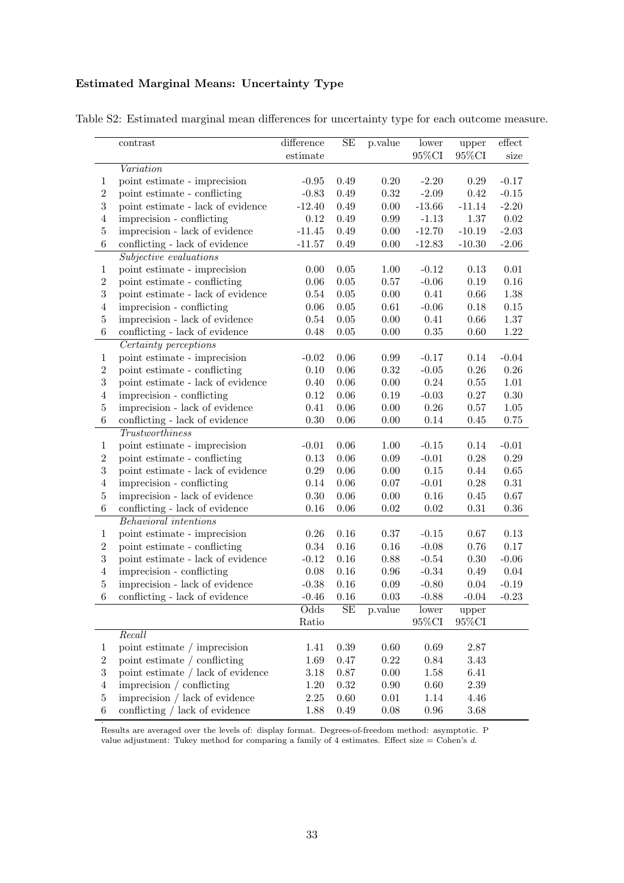**Estimated Marginal Means: Uncertainty Type**

Table S2: Estimated marginal mean differences for uncertainty type for each outcome measure.

| | contrast | difference estimate | SE | p.value | lower 95%CI | upper 95%CI | effect size |
|---|---|---|---|---|---|---|---|
| | *Variation* | | | | | | |
| 1 | point estimate - imprecision | -0.95 | 0.49 | 0.20 | -2.20 | 0.29 | -0.17 |
| 2 | point estimate - conflicting | -0.83 | 0.49 | 0.32 | -2.09 | 0.42 | -0.15 |
| 3 | point estimate - lack of evidence | -12.40 | 0.49 | 0.00 | -13.66 | -11.14 | -2.20 |
| 4 | imprecision - conflicting | 0.12 | 0.49 | 0.99 | -1.13 | 1.37 | 0.02 |
| 5 | imprecision - lack of evidence | -11.45 | 0.49 | 0.00 | -12.70 | -10.19 | -2.03 |
| 6 | conflicting - lack of evidence | -11.57 | 0.49 | 0.00 | -12.83 | -10.30 | -2.06 |
| | *Subjective evaluations* | | | | | | |
| 1 | point estimate - imprecision | 0.00 | 0.05 | 1.00 | -0.12 | 0.13 | 0.01 |
| 2 | point estimate - conflicting | 0.06 | 0.05 | 0.57 | -0.06 | 0.19 | 0.16 |
| 3 | point estimate - lack of evidence | 0.54 | 0.05 | 0.00 | 0.41 | 0.66 | 1.38 |
| 4 | imprecision - conflicting | 0.06 | 0.05 | 0.61 | -0.06 | 0.18 | 0.15 |
| 5 | imprecision - lack of evidence | 0.54 | 0.05 | 0.00 | 0.41 | 0.66 | 1.37 |
| 6 | conflicting - lack of evidence | 0.48 | 0.05 | 0.00 | 0.35 | 0.60 | 1.22 |
| | *Certainty perceptions* | | | | | | |
| 1 | point estimate - imprecision | -0.02 | 0.06 | 0.99 | -0.17 | 0.14 | -0.04 |
| 2 | point estimate - conflicting | 0.10 | 0.06 | 0.32 | -0.05 | 0.26 | 0.26 |
| 3 | point estimate - lack of evidence | 0.40 | 0.06 | 0.00 | 0.24 | 0.55 | 1.01 |
| 4 | imprecision - conflicting | 0.12 | 0.06 | 0.19 | -0.03 | 0.27 | 0.30 |
| 5 | imprecision - lack of evidence | 0.41 | 0.06 | 0.00 | 0.26 | 0.57 | 1.05 |
| 6 | conflicting - lack of evidence | 0.30 | 0.06 | 0.00 | 0.14 | 0.45 | 0.75 |
| | *Trustworthiness* | | | | | | |
| 1 | point estimate - imprecision | -0.01 | 0.06 | 1.00 | -0.15 | 0.14 | -0.01 |
| 2 | point estimate - conflicting | 0.13 | 0.06 | 0.09 | -0.01 | 0.28 | 0.29 |
| 3 | point estimate - lack of evidence | 0.29 | 0.06 | 0.00 | 0.15 | 0.44 | 0.65 |
| 4 | imprecision - conflicting | 0.14 | 0.06 | 0.07 | -0.01 | 0.28 | 0.31 |
| 5 | imprecision - lack of evidence | 0.30 | 0.06 | 0.00 | 0.16 | 0.45 | 0.67 |
| 6 | conflicting - lack of evidence | 0.16 | 0.06 | 0.02 | 0.02 | 0.31 | 0.36 |
| | *Behavioral intentions* | | | | | | |
| 1 | point estimate - imprecision | 0.26 | 0.16 | 0.37 | -0.15 | 0.67 | 0.13 |
| 2 | point estimate - conflicting | 0.34 | 0.16 | 0.16 | -0.08 | 0.76 | 0.17 |
| 3 | point estimate - lack of evidence | -0.12 | 0.16 | 0.88 | -0.54 | 0.30 | -0.06 |
| 4 | imprecision - conflicting | 0.08 | 0.16 | 0.96 | -0.34 | 0.49 | 0.04 |
| 5 | imprecision - lack of evidence | -0.38 | 0.16 | 0.09 | -0.80 | 0.04 | -0.19 |
| 6 | conflicting - lack of evidence | -0.46 | 0.16 | 0.03 | -0.88 | -0.04 | -0.23 |
| | | Odds Ratio | SE | p.value | lower 95%CI | upper 95%CI | |
| | *Recall* | | | | | | |
| 1 | point estimate / imprecision | 1.41 | 0.39 | 0.60 | 0.69 | 2.87 | |
| 2 | point estimate / conflicting | 1.69 | 0.47 | 0.22 | 0.84 | 3.43 | |
| 3 | point estimate / lack of evidence | 3.18 | 0.87 | 0.00 | 1.58 | 6.41 | |
| 4 | imprecision / conflicting | 1.20 | 0.32 | 0.90 | 0.60 | 2.39 | |
| 5 | imprecision / lack of evidence | 2.25 | 0.60 | 0.01 | 1.14 | 4.46 | |
| 6 | conflicting / lack of evidence | 1.88 | 0.49 | 0.08 | 0.96 | 3.68 | |

Results are averaged over the levels of: display format. Degrees-of-freedom method: asymptotic. P value adjustment: Tukey method for comparing a family of 4 estimates. Effect size = Cohen's $d$.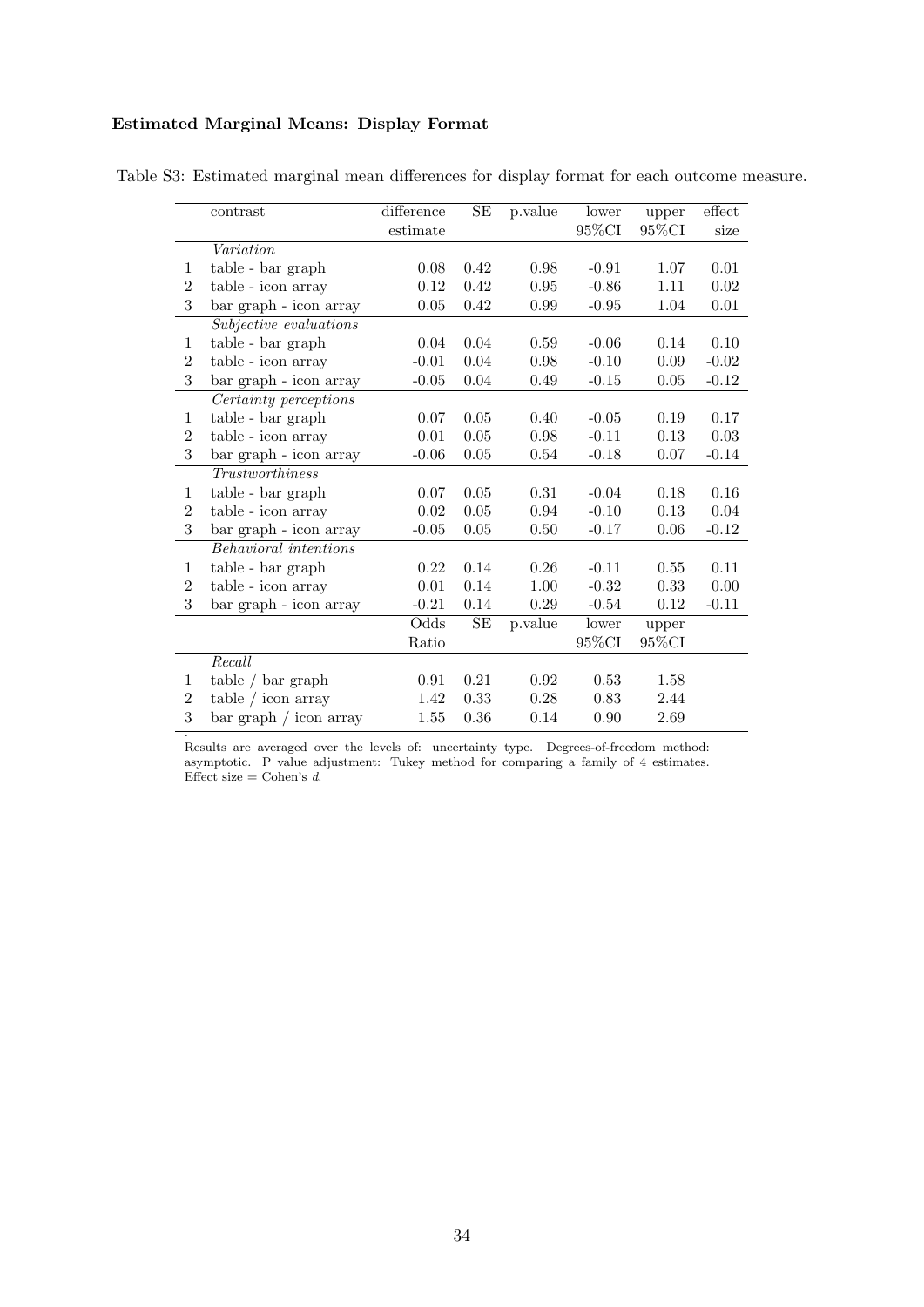### Estimated Marginal Means: Display Format

Table S3: Estimated marginal mean differences for display format for each outcome measure.

| | contrast | difference estimate | SE | p.value | lower 95%CI | upper 95%CI | effect size |
|---|---|---|---|---|---|---|---|
| | *Variation* | | | | | | |
| 1 | table - bar graph | 0.08 | 0.42 | 0.98 | -0.91 | 1.07 | 0.01 |
| 2 | table - icon array | 0.12 | 0.42 | 0.95 | -0.86 | 1.11 | 0.02 |
| 3 | bar graph - icon array | 0.05 | 0.42 | 0.99 | -0.95 | 1.04 | 0.01 |
| | *Subjective evaluations* | | | | | | |
| 1 | table - bar graph | 0.04 | 0.04 | 0.59 | -0.06 | 0.14 | 0.10 |
| 2 | table - icon array | -0.01 | 0.04 | 0.98 | -0.10 | 0.09 | -0.02 |
| 3 | bar graph - icon array | -0.05 | 0.04 | 0.49 | -0.15 | 0.05 | -0.12 |
| | *Certainty perceptions* | | | | | | |
| 1 | table - bar graph | 0.07 | 0.05 | 0.40 | -0.05 | 0.19 | 0.17 |
| 2 | table - icon array | 0.01 | 0.05 | 0.98 | -0.11 | 0.13 | 0.03 |
| 3 | bar graph - icon array | -0.06 | 0.05 | 0.54 | -0.18 | 0.07 | -0.14 |
| | *Trustworthiness* | | | | | | |
| 1 | table - bar graph | 0.07 | 0.05 | 0.31 | -0.04 | 0.18 | 0.16 |
| 2 | table - icon array | 0.02 | 0.05 | 0.94 | -0.10 | 0.13 | 0.04 |
| 3 | bar graph - icon array | -0.05 | 0.05 | 0.50 | -0.17 | 0.06 | -0.12 |
| | *Behavioral intentions* | | | | | | |
| 1 | table - bar graph | 0.22 | 0.14 | 0.26 | -0.11 | 0.55 | 0.11 |
| 2 | table - icon array | 0.01 | 0.14 | 1.00 | -0.32 | 0.33 | 0.00 |
| 3 | bar graph - icon array | -0.21 | 0.14 | 0.29 | -0.54 | 0.12 | -0.11 |
| | | Odds Ratio | SE | p.value | lower 95%CI | upper 95%CI | |
| | *Recall* | | | | | | |
| 1 | table / bar graph | 0.91 | 0.21 | 0.92 | 0.53 | 1.58 | |
| 2 | table / icon array | 1.42 | 0.33 | 0.28 | 0.83 | 2.44 | |
| 3 | bar graph / icon array | 1.55 | 0.36 | 0.14 | 0.90 | 2.69 | |

Results are averaged over the levels of: uncertainty type. Degrees-of-freedom method: asymptotic. P value adjustment: Tukey method for comparing a family of 4 estimates. Effect size = Cohen's $d$.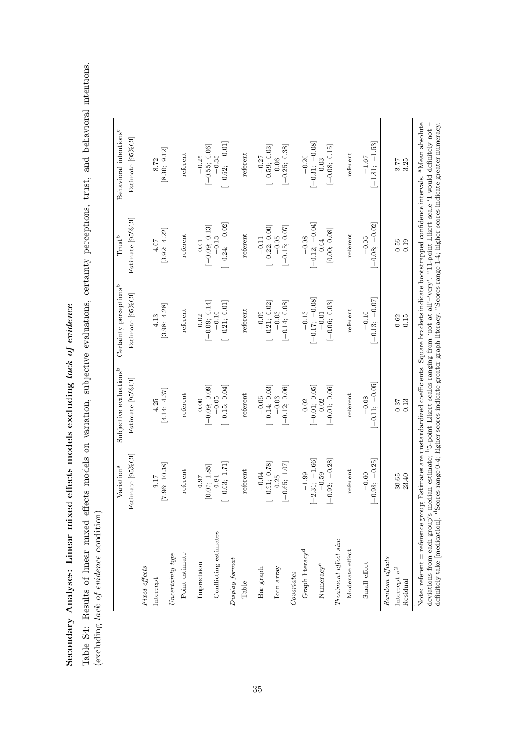## Secondary Analyses: Linear mixed effects models excluding *lack of evidence*

Table S4: Results of linear mixed effects models on variation, subjective evaluations, certainty perceptions, trust, and behavioral intentions. (excluding *lack of evidence* condition)

| | Variation[a] | Subjective evaluations[b] | Certainty perceptions[b] | Trust[b] | Behavioral intentions[c] |
|---|---|---|---|---|---|
| | Estimate [95%CI] | Estimate [95%CI] | Estimate [95%CI] | Estimate [95%CI] | Estimate [95%CI] |
| *Fixed effects* | | | | | |
| Intercept | 9.17 [7.96; 10.38] | 4.25 [4.14; 4.37] | 4.13 [3.98; 4.28] | 4.07 [3.92; 4.22] | 8.72 [8.30; 9.12] |
| *Uncertainty type* | | | | | |
| Point estimate | referent | referent | referent | referent | referent |
| Imprecision | 0.97 [0.07; 1.85] | 0.00 [−0.09; 0.09] | 0.02 [−0.09; 0.14] | 0.01 [−0.09; 0.13] | −0.25 [−0.55; 0.06] |
| Conflicting estimates | 0.84 [−0.03; 1.71] | −0.05 [−0.15; 0.04] | −0.10 [−0.21; 0.01] | −0.13 [−0.24; −0.02] | −0.33 [−0.62; −0.01] |
| *Display format* | | | | | |
| Table | referent | referent | referent | referent | referent |
| Bar graph | −0.04 [−0.91; 0.78] | −0.06 [−0.14; 0.03] | −0.09 [−0.21; 0.02] | −0.11 [−0.22; 0.00] | −0.27 [−0.59; 0.03] |
| Icon array | 0.25 [−0.65; 1.07] | −0.03 [−0.12; 0.06] | −0.03 [−0.14; 0.08] | −0.05 [−0.15; 0.07] | 0.06 [−0.25; 0.38] |
| *Covariates* | | | | | |
| Graph literacy[d] | −1.99 [−2.31; −1.66] | 0.02 [−0.01; 0.05] | −0.13 [−0.17; −0.08] | −0.08 [−0.12; −0.04] | −0.20 [−0.31; −0.08] |
| Numeracy[e] | −0.59 [−0.92; −0.28] | 0.02 [−0.01; 0.06] | −0.01 [−0.06; 0.03] | 0.04 [0.00; 0.08] | 0.03 [−0.08; 0.15] |
| *Treatment effect size* | | | | | |
| Moderate effect | referent | referent | referent | referent | referent |
| Small effect | −0.60 [−0.98; −0.25] | −0.08 [−0.11; −0.05] | −0.10 [−0.13; −0.07] | −0.05 [−0.08; −0.02] | −1.67 [−1.81; −1.53] |
| *Random effects* | | | | | |
| Intercept $\sigma^2$ | 30.65 | 0.37 | 0.62 | 0.56 | 3.77 |
| Residual | 23.40 | 0.13 | 0.15 | 0.19 | 3.25 |

Note: referent = reference group; Estimates are unstandardized coefficients. Square brackets indicate bootstrapped confidence intervals. [a]Mean absolute deviations from each group's median estimate; [b]5-point Likert scales ranging from 'not at all'–'very'. [c]11-point Likert scale 'I would definitely not – definitely take [medication]. [d]Scores range 0-4; higher scores indicate greater graph literacy. [e]Scores range 1-4; higher scores indicate greater numeracy.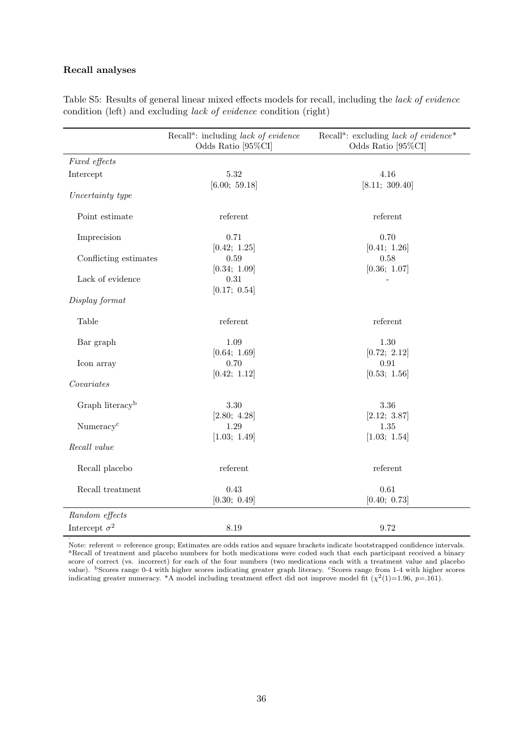**Recall analyses**

Table S5: Results of general linear mixed effects models for recall, including the *lack of evidence* condition (left) and excluding *lack of evidence* condition (right)

| | Recall[a]: including *lack of evidence* Odds Ratio [95%CI] | Recall[a]: excluding *lack of evidence*\* Odds Ratio [95%CI] |
|---|---|---|
| *Fixed effects* | | |
| Intercept | 5.32 [6.00; 59.18] | 4.16 [8.11; 309.40] |
| *Uncertainty type* | | |
| Point estimate | referent | referent |
| Imprecision | 0.71 [0.42; 1.25] | 0.70 [0.41; 1.26] |
| Conflicting estimates | 0.59 [0.34; 1.09] | 0.58 [0.36; 1.07] |
| Lack of evidence | 0.31 [0.17; 0.54] | - |
| *Display format* | | |
| Table | referent | referent |
| Bar graph | 1.09 [0.64; 1.69] | 1.30 [0.72; 2.12] |
| Icon array | 0.70 [0.42; 1.12] | 0.91 [0.53; 1.56] |
| *Covariates* | | |
| Graph literacy[b] | 3.30 [2.80; 4.28] | 3.36 [2.12; 3.87] |
| Numeracy[c] | 1.29 [1.03; 1.49] | 1.35 [1.03; 1.54] |
| *Recall value* | | |
| Recall placebo | referent | referent |
| Recall treatment | 0.43 [0.30; 0.49] | 0.61 [0.40; 0.73] |
| *Random effects* | | |
| Intercept $\sigma^2$ | 8.19 | 9.72 |

Note: referent = reference group; Estimates are odds ratios and square brackets indicate bootstrapped confidence intervals. [a]Recall of treatment and placebo numbers for both medications were coded such that each participant received a binary score of correct (vs. incorrect) for each of the four numbers (two medications each with a treatment value and placebo value). [b]Scores range 0-4 with higher scores indicating greater graph literacy. [c]Scores range from 1-4 with higher scores indicating greater numeracy. \*A model including treatment effect did not improve model fit ($\chi^2(1)$=1.96, $p$=.161).